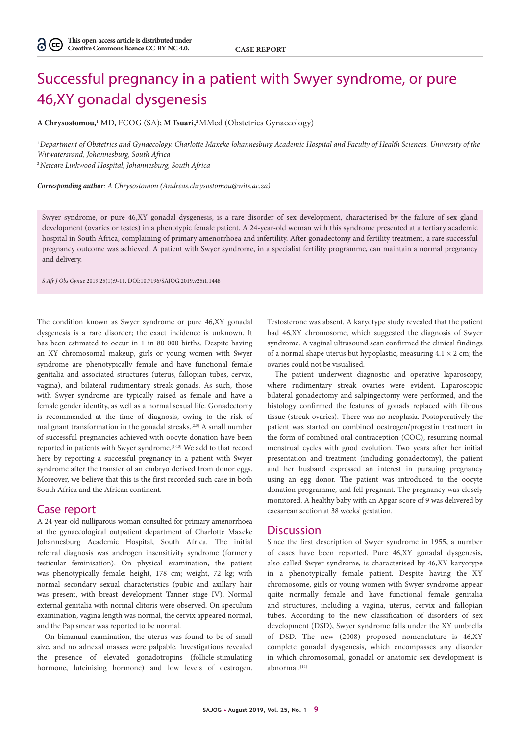This open-access article is distributed under Creative Commons licence CC-BY-NC 4.0.

CASE REPORT

# Successful pregnancy in a patient with Swyer syndrome, or pure 46,XY gonadal dysgenesis

**A Chrysostomou,**[1] MD, FCOG (SA); **M Tsuari,**[2] MMed (Obstetrics Gynaecology)

[1] *Department of Obstetrics and Gynaecology, Charlotte Maxeke Johannesburg Academic Hospital and Faculty of Health Sciences, University of the Witwatersrand, Johannesburg, South Africa*
[2] *Netcare Linkwood Hospital, Johannesburg, South Africa*

***Corresponding author**: A Chrysostomou (Andreas.chrysostomou@wits.ac.za)*

Swyer syndrome, or pure 46,XY gonadal dysgenesis, is a rare disorder of sex development, characterised by the failure of sex gland development (ovaries or testes) in a phenotypic female patient. A 24-year-old woman with this syndrome presented at a tertiary academic hospital in South Africa, complaining of primary amenorrhoea and infertility. After gonadectomy and fertility treatment, a rare successful pregnancy outcome was achieved. A patient with Swyer syndrome, in a specialist fertility programme, can maintain a normal pregnancy and delivery.

*S Afr J Obs Gynae* 2019;25(1):9-11. DOI:10.7196/SAJOG.2019.v25i1.1448

The condition known as Swyer syndrome or pure 46,XY gonadal dysgenesis is a rare disorder; the exact incidence is unknown. It has been estimated to occur in 1 in 80 000 births. Despite having an XY chromosomal makeup, girls or young women with Swyer syndrome are phenotypically female and have functional female genitalia and associated structures (uterus, fallopian tubes, cervix, vagina), and bilateral rudimentary streak gonads. As such, those with Swyer syndrome are typically raised as female and have a female gender identity, as well as a normal sexual life. Gonadectomy is recommended at the time of diagnosis, owing to the risk of malignant transformation in the gonadal streaks.[2,3] A small number of successful pregnancies achieved with oocyte donation have been reported in patients with Swyer syndrome.[4-13] We add to that record here by reporting a successful pregnancy in a patient with Swyer syndrome after the transfer of an embryo derived from donor eggs. Moreover, we believe that this is the first recorded such case in both South Africa and the African continent.

## Case report

A 24-year-old nulliparous woman consulted for primary amenorrhoea at the gynaecological outpatient department of Charlotte Maxeke Johannesburg Academic Hospital, South Africa. The initial referral diagnosis was androgen insensitivity syndrome (formerly testicular feminisation). On physical examination, the patient was phenotypically female: height, 178 cm; weight, 72 kg; with normal secondary sexual characteristics (pubic and axillary hair was present, with breast development Tanner stage IV). Normal external genitalia with normal clitoris were observed. On speculum examination, vagina length was normal, the cervix appeared normal, and the Pap smear was reported to be normal.

On bimanual examination, the uterus was found to be of small size, and no adnexal masses were palpable. Investigations revealed the presence of elevated gonadotropins (follicle-stimulating hormone, luteinising hormone) and low levels of oestrogen. Testosterone was absent. A karyotype study revealed that the patient had 46,XY chromosome, which suggested the diagnosis of Swyer syndrome. A vaginal ultrasound scan confirmed the clinical findings of a normal shape uterus but hypoplastic, measuring 4.1 × 2 cm; the ovaries could not be visualised.

The patient underwent diagnostic and operative laparoscopy, where rudimentary streak ovaries were evident. Laparoscopic bilateral gonadectomy and salpingectomy were performed, and the histology confirmed the features of gonads replaced with fibrous tissue (streak ovaries). There was no neoplasia. Postoperatively the patient was started on combined oestrogen/progestin treatment in the form of combined oral contraception (COC), resuming normal menstrual cycles with good evolution. Two years after her initial presentation and treatment (including gonadectomy), the patient and her husband expressed an interest in pursuing pregnancy using an egg donor. The patient was introduced to the oocyte donation programme, and fell pregnant. The pregnancy was closely monitored. A healthy baby with an Apgar score of 9 was delivered by caesarean section at 38 weeks' gestation.

## Discussion

Since the first description of Swyer syndrome in 1955, a number of cases have been reported. Pure 46,XY gonadal dysgenesis, also called Swyer syndrome, is characterised by 46,XY karyotype in a phenotypically female patient. Despite having the XY chromosome, girls or young women with Swyer syndrome appear quite normally female and have functional female genitalia and structures, including a vagina, uterus, cervix and fallopian tubes. According to the new classification of disorders of sex development (DSD), Swyer syndrome falls under the XY umbrella of DSD. The new (2008) proposed nomenclature is 46,XY complete gonadal dysgenesis, which encompasses any disorder in which chromosomal, gonadal or anatomic sex development is abnormal.[14]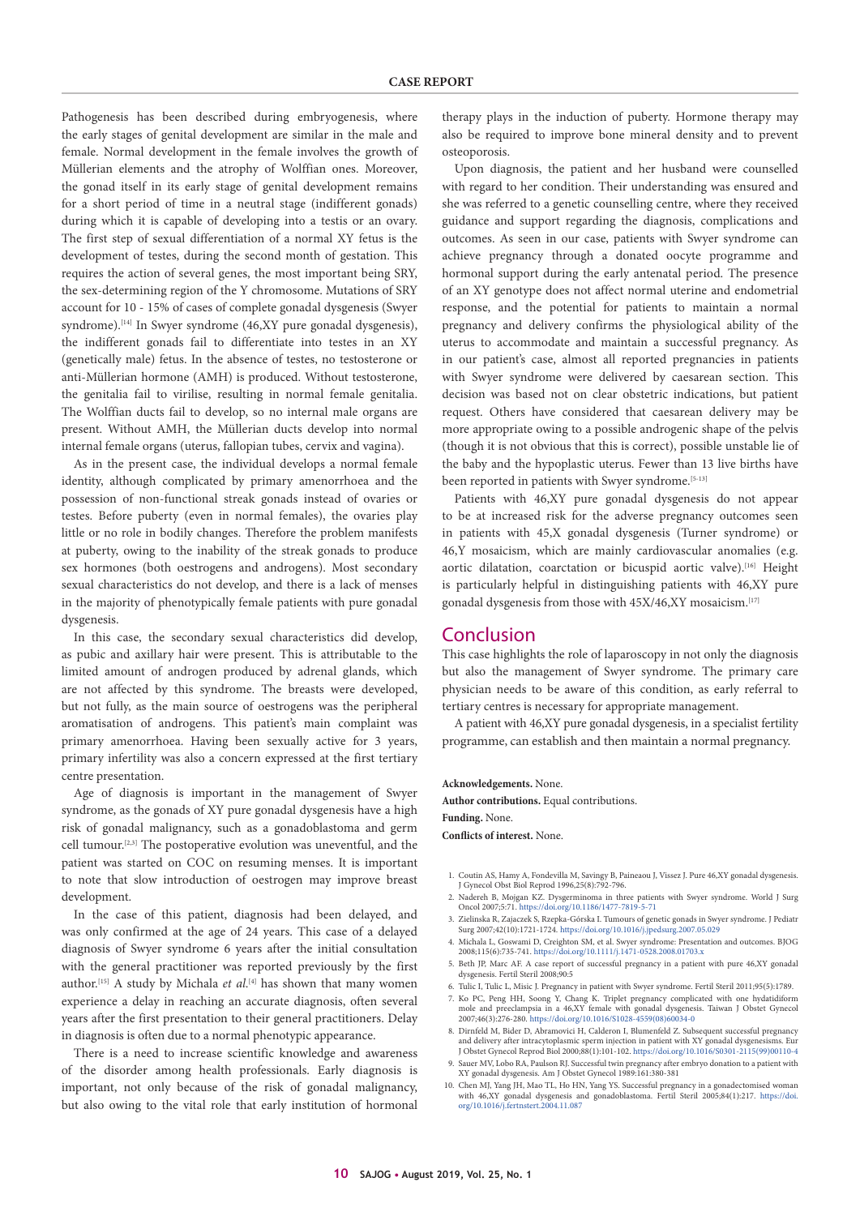Pathogenesis has been described during embryogenesis, where the early stages of genital development are similar in the male and female. Normal development in the female involves the growth of Müllerian elements and the atrophy of Wolffian ones. Moreover, the gonad itself in its early stage of genital development remains for a short period of time in a neutral stage (indifferent gonads) during which it is capable of developing into a testis or an ovary. The first step of sexual differentiation of a normal XY fetus is the development of testes, during the second month of gestation. This requires the action of several genes, the most important being SRY, the sex-determining region of the Y chromosome. Mutations of SRY account for 10 - 15% of cases of complete gonadal dysgenesis (Swyer syndrome).[14] In Swyer syndrome (46,XY pure gonadal dysgenesis), the indifferent gonads fail to differentiate into testes in an XY (genetically male) fetus. In the absence of testes, no testosterone or anti-Müllerian hormone (AMH) is produced. Without testosterone, the genitalia fail to virilise, resulting in normal female genitalia. The Wolffian ducts fail to develop, so no internal male organs are present. Without AMH, the Müllerian ducts develop into normal internal female organs (uterus, fallopian tubes, cervix and vagina).

As in the present case, the individual develops a normal female identity, although complicated by primary amenorrhoea and the possession of non-functional streak gonads instead of ovaries or testes. Before puberty (even in normal females), the ovaries play little or no role in bodily changes. Therefore the problem manifests at puberty, owing to the inability of the streak gonads to produce sex hormones (both oestrogens and androgens). Most secondary sexual characteristics do not develop, and there is a lack of menses in the majority of phenotypically female patients with pure gonadal dysgenesis.

In this case, the secondary sexual characteristics did develop, as pubic and axillary hair were present. This is attributable to the limited amount of androgen produced by adrenal glands, which are not affected by this syndrome. The breasts were developed, but not fully, as the main source of oestrogens was the peripheral aromatisation of androgens. This patient's main complaint was primary amenorrhoea. Having been sexually active for 3 years, primary infertility was also a concern expressed at the first tertiary centre presentation.

Age of diagnosis is important in the management of Swyer syndrome, as the gonads of XY pure gonadal dysgenesis have a high risk of gonadal malignancy, such as a gonadoblastoma and germ cell tumour.[2,3] The postoperative evolution was uneventful, and the patient was started on COC on resuming menses. It is important to note that slow introduction of oestrogen may improve breast development.

In the case of this patient, diagnosis had been delayed, and was only confirmed at the age of 24 years. This case of a delayed diagnosis of Swyer syndrome 6 years after the initial consultation with the general practitioner was reported previously by the first author.[15] A study by Michala *et al.*[4] has shown that many women experience a delay in reaching an accurate diagnosis, often several years after the first presentation to their general practitioners. Delay in diagnosis is often due to a normal phenotypic appearance.

There is a need to increase scientific knowledge and awareness of the disorder among health professionals. Early diagnosis is important, not only because of the risk of gonadal malignancy, but also owing to the vital role that early institution of hormonal therapy plays in the induction of puberty. Hormone therapy may also be required to improve bone mineral density and to prevent osteoporosis.

Upon diagnosis, the patient and her husband were counselled with regard to her condition. Their understanding was ensured and she was referred to a genetic counselling centre, where they received guidance and support regarding the diagnosis, complications and outcomes. As seen in our case, patients with Swyer syndrome can achieve pregnancy through a donated oocyte programme and hormonal support during the early antenatal period. The presence of an XY genotype does not affect normal uterine and endometrial response, and the potential for patients to maintain a normal pregnancy and delivery confirms the physiological ability of the uterus to accommodate and maintain a successful pregnancy. As in our patient's case, almost all reported pregnancies in patients with Swyer syndrome were delivered by caesarean section. This decision was based not on clear obstetric indications, but patient request. Others have considered that caesarean delivery may be more appropriate owing to a possible androgenic shape of the pelvis (though it is not obvious that this is correct), possible unstable lie of the baby and the hypoplastic uterus. Fewer than 13 live births have been reported in patients with Swyer syndrome.[5-13]

Patients with 46,XY pure gonadal dysgenesis do not appear to be at increased risk for the adverse pregnancy outcomes seen in patients with 45,X gonadal dysgenesis (Turner syndrome) or 46,Y mosaicism, which are mainly cardiovascular anomalies (e.g. aortic dilatation, coarctation or bicuspid aortic valve).[16] Height is particularly helpful in distinguishing patients with 46,XY pure gonadal dysgenesis from those with 45X/46,XY mosaicism.[17]

## Conclusion

This case highlights the role of laparoscopy in not only the diagnosis but also the management of Swyer syndrome. The primary care physician needs to be aware of this condition, as early referral to tertiary centres is necessary for appropriate management.

A patient with 46,XY pure gonadal dysgenesis, in a specialist fertility programme, can establish and then maintain a normal pregnancy.

**Acknowledgements.** None.

**Author contributions.** Equal contributions.

**Funding.** None.

**Conflicts of interest.** None.

1. Coutin AS, Hamy A, Fondevilla M, Savingy B, Paineaou J, Vissez J. Pure 46,XY gonadal dysgenesis. J Gynecol Obst Biol Reprod 1996,25(8):792-796.
2. Nadereh B, Mojgan KZ. Dysgerminoma in three patients with Swyer syndrome. World J Surg Oncol 2007;5:71. https://doi.org/10.1186/1477-7819-5-71
3. Zielinska R, Zajaczek S, Rzepka-Górska I. Tumours of genetic gonads in Swyer syndrome. J Pediatr Surg 2007;42(10):1721-1724. https://doi.org/10.1016/j.jpedsurg.2007.05.029
4. Michala L, Goswami D, Creighton SM, et al. Swyer syndrome: Presentation and outcomes. BJOG 2008;115(6):735-741. https://doi.org/10.1111/j.1471-0528.2008.01703.x
5. Beth JP, Marc AF. A case report of successful pregnancy in a patient with pure 46,XY gonadal dysgenesis. Fertil Steril 2008;90:5
6. Tulic I, Tulic L, Misic J. Pregnancy in patient with Swyer syndrome. Fertil Steril 2011;95(5):1789.
7. Ko PC, Peng HH, Soong Y, Chang K. Triplet pregnancy complicated with one hydatidiform mole and preeclampsia in a 46,XY female with gonadal dysgenesis. Taiwan J Obstet Gynecol 2007;46(3):276-280. https://doi.org/10.1016/S1028-4559(08)60034-0
8. Dirnfeld M, Bider D, Abramovici H, Calderon I, Blumenfeld Z. Subsequent successful pregnancy and delivery after intracytoplasmic sperm injection in patient with XY gonadal dysgenesisms. Eur J Obstet Gynecol Reprod Biol 2000;88(1):101-102. https://doi.org/10.1016/S0301-2115(99)00110-4
9. Sauer MV, Lobo RA, Paulson RJ. Successful twin pregnancy after embryo donation to a patient with XY gonadal dysgenesis. Am J Obstet Gynecol 1989:161:380-381
10. Chen MJ, Yang JH, Mao TL, Ho HN, Yang YS. Successful pregnancy in a gonadectomised woman with 46,XY gonadal dysgenesis and gonadoblastoma. Fertil Steril 2005;84(1):217. https://doi.org/10.1016/j.fertnstert.2004.11.087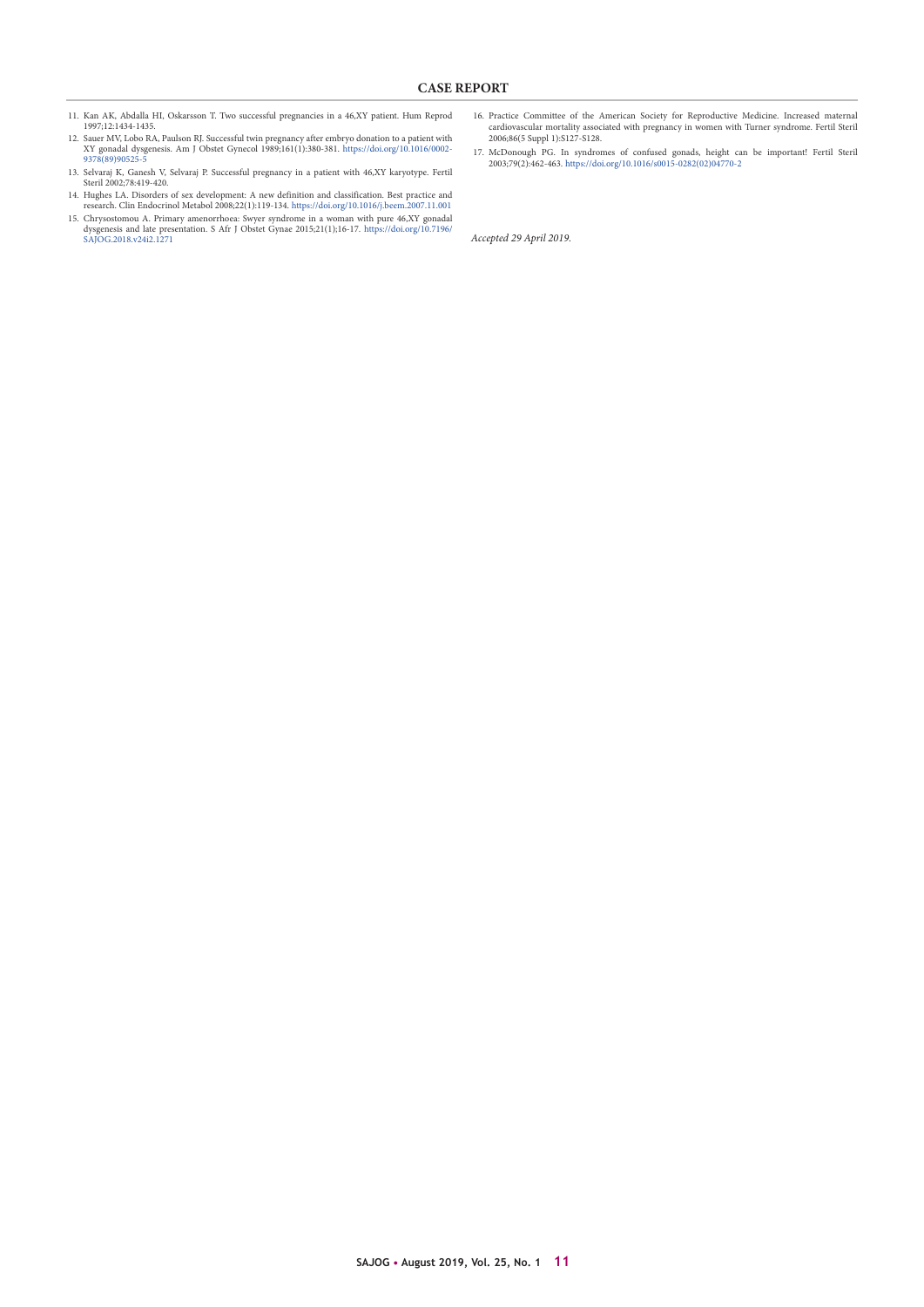11. Kan AK, Abdalla HI, Oskarsson T. Two successful pregnancies in a 46,XY patient. Hum Reprod 1997;12:1434-1435.
12. Sauer MV, Lobo RA, Paulson RJ. Successful twin pregnancy after embryo donation to a patient with XY gonadal dysgenesis. Am J Obstet Gynecol 1989;161(1):380-381. https://doi.org/10.1016/0002-9378(89)90525-5
13. Selvaraj K, Ganesh V, Selvaraj P. Successful pregnancy in a patient with 46,XY karyotype. Fertil Steril 2002;78:419-420.
14. Hughes LA. Disorders of sex development: A new definition and classification. Best practice and research. Clin Endocrinol Metabol 2008;22(1):119-134. https://doi.org/10.1016/j.beem.2007.11.001
15. Chrysostomou A. Primary amenorrhoea: Swyer syndrome in a woman with pure 46,XY gonadal dysgenesis and late presentation. S Afr J Obstet Gynae 2015;21(1);16-17. https://doi.org/10.7196/SAJOG.2018.v24i2.1271
16. Practice Committee of the American Society for Reproductive Medicine. Increased maternal cardiovascular mortality associated with pregnancy in women with Turner syndrome. Fertil Steril 2006;86(5 Suppl 1):S127-S128.
17. McDonough PG. In syndromes of confused gonads, height can be important! Fertil Steril 2003;79(2):462-463. https://doi.org/10.1016/s0015-0282(02)04770-2

*Accepted 29 April 2019.*